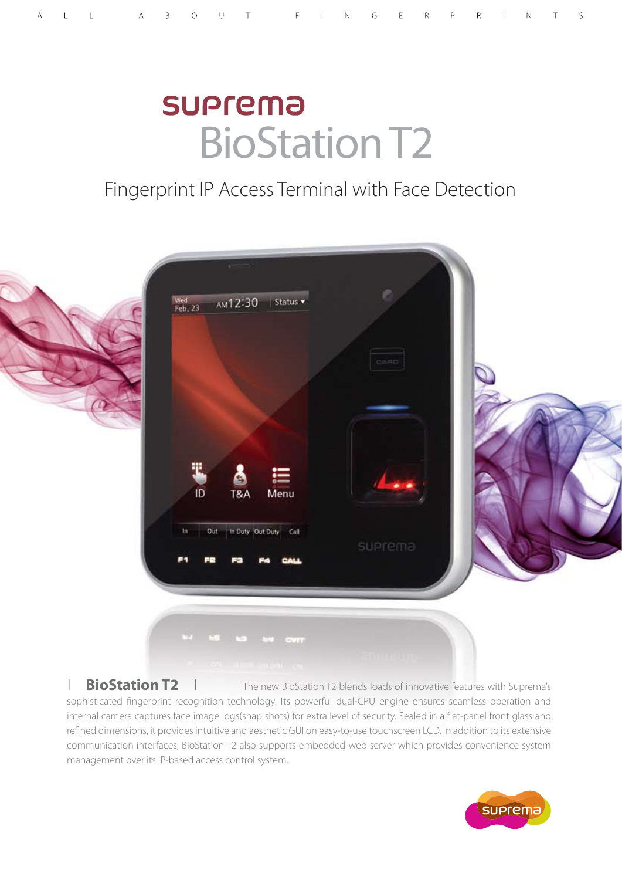# suprema BioStation T2

## Fingerprint IP Access Terminal with Face Detection

| **BioStation T2** | The new BioStation T2 blends loads of innovative features with Suprema's sophisticated fingerprint recognition technology. Its powerful dual-CPU engine ensures seamless operation and internal camera captures face image logs(snap shots) for extra level of security. Sealed in a flat-panel front glass and refined dimensions, it provides intuitive and aesthetic GUI on easy-to-use touchscreen LCD. In addition to its extensive communication interfaces, BioStation T2 also supports embedded web server which provides convenience system management over its IP-based access control system.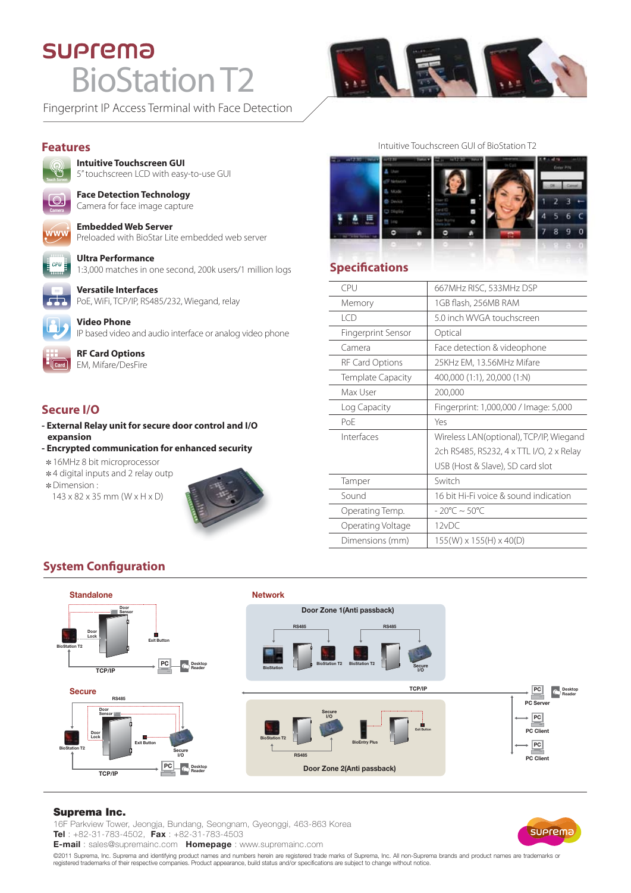# suprema BioStation T2

Fingerprint IP Access Terminal with Face Detection

## Features

**Intuitive Touchscreen GUI**
5" touchscreen LCD with easy-to-use GUI

**Face Detection Technology**
Camera for face image capture

**Embedded Web Server**
Preloaded with BioStar Lite embedded web server

**Ultra Performance**
1:3,000 matches in one second, 200k users/1 million logs

**Versatile Interfaces**
PoE, WiFi, TCP/IP, RS485/232, Wiegand, relay

**Video Phone**
IP based video and audio interface or analog video phone

**RF Card Options**
EM, Mifare/DesFire

## Secure I/O

- **External Relay unit for secure door control and I/O expansion**
- **Encrypted communication for enhanced security**

* 16MHz 8 bit microprocessor
* 4 digital inputs and 2 relay outp
* Dimension :
  143 x 82 x 35 mm (W x H x D)

Intuitive Touchscreen GUI of BioStation T2

## Specifications

| | |
|---|---|
| CPU | 667MHz RISC, 533MHz DSP |
| Memory | 1GB flash, 256MB RAM |
| LCD | 5.0 inch WVGA touchscreen |
| Fingerprint Sensor | Optical |
| Camera | Face detection & videophone |
| RF Card Options | 25KHz EM, 13.56MHz Mifare |
| Template Capacity | 400,000 (1:1), 20,000 (1:N) |
| Max User | 200,000 |
| Log Capacity | Fingerprint: 1,000,000 / Image: 5,000 |
| PoE | Yes |
| Interfaces | Wireless LAN(optional), TCP/IP, Wiegand<br>2ch RS485, RS232, 4 x TTL I/O, 2 x Relay<br>USB (Host & Slave), SD card slot |
| Tamper | Switch |
| Sound | 16 bit Hi-Fi voice & sound indication |
| Operating Temp. | - 20°C ~ 50°C |
| Operating Voltage | 12vDC |
| Dimensions (mm) | 155(W) x 155(H) x 40(D) |

## System Configuration

**Standalone**

Door Sensor
Door Lock
BioStation T2
Exit Button
TCP/IP
PC
Desktop Reader

**Secure**

RS485
Door Sensor
Door Lock
BioStation T2
Exit Button
Secure I/O
TCP/IP
PC
Desktop Reader

**Network**

Door Zone 1(Anti passback)
RS485
RS485
BioStation
BioStation T2
BioStation T2
Secure I/O
TCP/IP
PC
Desktop Reader
PC Server
PC
PC Client
PC
PC Client
Secure I/O
BioStation T2
RS485
BioEntry Plus
Exit Button
Door Zone 2(Anti passback)

**Suprema Inc.**
16F Parkview Tower, Jeongja, Bundang, Seongnam, Gyeonggi, 463-863 Korea
**Tel** : +82-31-783-4502, **Fax** : +82-31-783-4503
**E-mail** : sales@supremainc.com **Homepage** : www.supremainc.com

©2011 Suprema, Inc. Suprema and identifying product names and numbers herein are registered trade marks of Suprema, Inc. All non-Suprema brands and product names are trademarks or registered trademarks of their respective companies. Product appearance, build status and/or specifications are subject to change without notice.